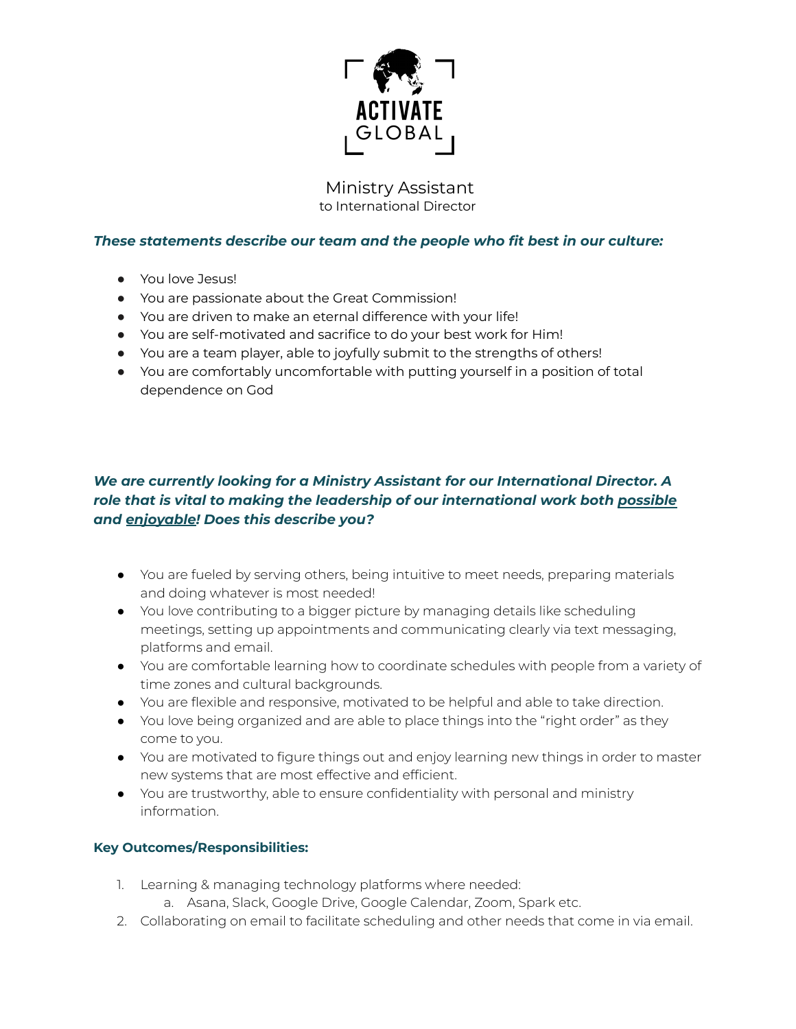ACTIVATE GLOBAL

# Ministry Assistant

to International Director

***These statements describe our team and the people who fit best in our culture:***

- You love Jesus!
- You are passionate about the Great Commission!
- You are driven to make an eternal difference with your life!
- You are self-motivated and sacrifice to do your best work for Him!
- You are a team player, able to joyfully submit to the strengths of others!
- You are comfortably uncomfortable with putting yourself in a position of total dependence on God

***We are currently looking for a Ministry Assistant for our International Director. A role that is vital to making the leadership of our international work both <u>possible</u> and <u>enjoyable</u>! Does this describe you?***

- You are fueled by serving others, being intuitive to meet needs, preparing materials and doing whatever is most needed!
- You love contributing to a bigger picture by managing details like scheduling meetings, setting up appointments and communicating clearly via text messaging, platforms and email.
- You are comfortable learning how to coordinate schedules with people from a variety of time zones and cultural backgrounds.
- You are flexible and responsive, motivated to be helpful and able to take direction.
- You love being organized and are able to place things into the "right order" as they come to you.
- You are motivated to figure things out and enjoy learning new things in order to master new systems that are most effective and efficient.
- You are trustworthy, able to ensure confidentiality with personal and ministry information.

**Key Outcomes/Responsibilities:**

1. Learning & managing technology platforms where needed:
   a. Asana, Slack, Google Drive, Google Calendar, Zoom, Spark etc.
2. Collaborating on email to facilitate scheduling and other needs that come in via email.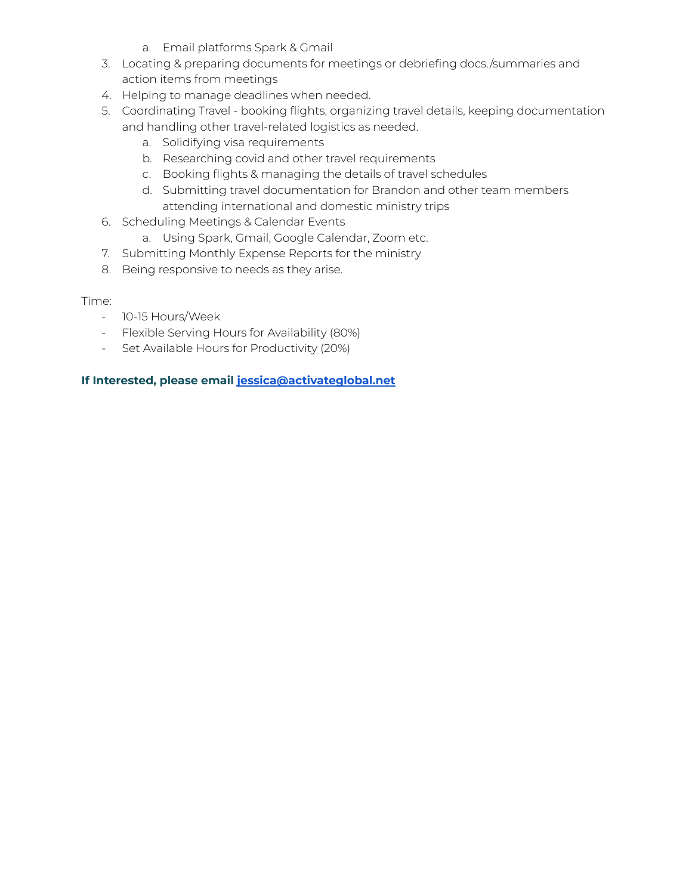a. Email platforms Spark & Gmail
3. Locating & preparing documents for meetings or debriefing docs./summaries and action items from meetings
4. Helping to manage deadlines when needed.
5. Coordinating Travel - booking flights, organizing travel details, keeping documentation and handling other travel-related logistics as needed.
    a. Solidifying visa requirements
    b. Researching covid and other travel requirements
    c. Booking flights & managing the details of travel schedules
    d. Submitting travel documentation for Brandon and other team members attending international and domestic ministry trips
6. Scheduling Meetings & Calendar Events
    a. Using Spark, Gmail, Google Calendar, Zoom etc.
7. Submitting Monthly Expense Reports for the ministry
8. Being responsive to needs as they arise.

Time:

- 10-15 Hours/Week
- Flexible Serving Hours for Availability (80%)
- Set Available Hours for Productivity (20%)

**If Interested, please email [jessica@activateglobal.net](mailto:jessica@activateglobal.net)**